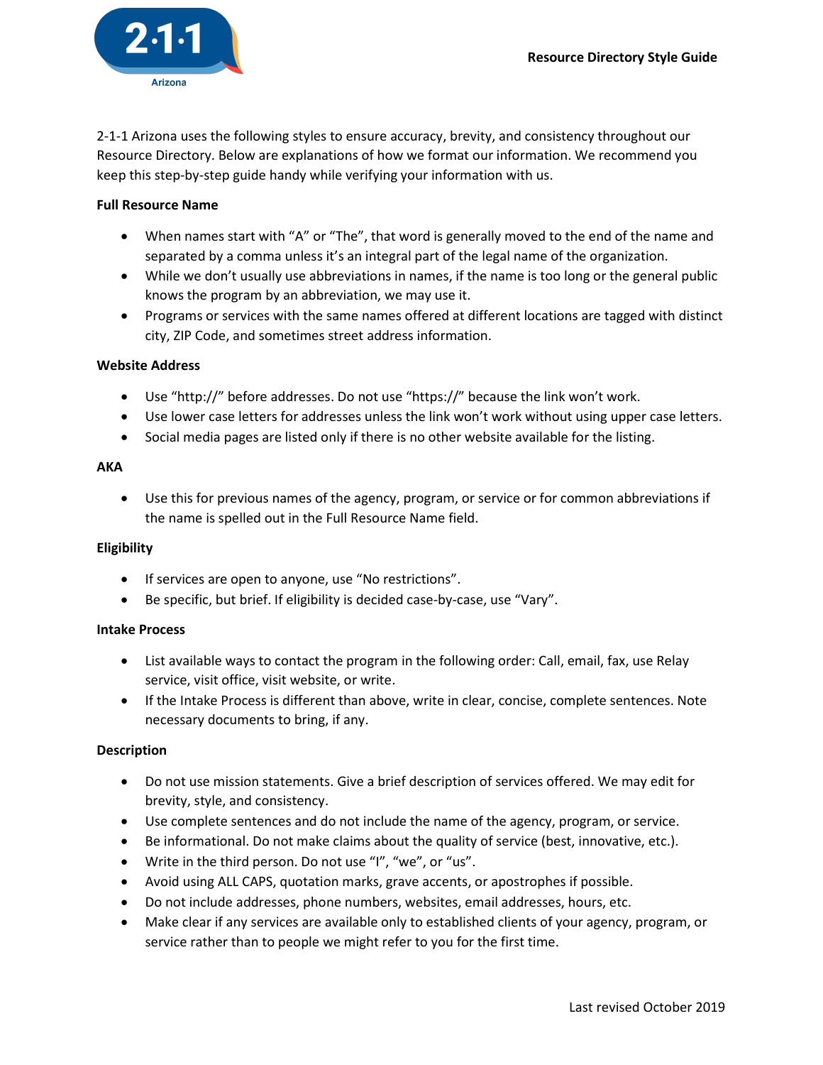# Resource Directory Style Guide

2-1-1 Arizona uses the following styles to ensure accuracy, brevity, and consistency throughout our Resource Directory. Below are explanations of how we format our information. We recommend you keep this step-by-step guide handy while verifying your information with us.

**Full Resource Name**

- When names start with "A" or "The", that word is generally moved to the end of the name and separated by a comma unless it's an integral part of the legal name of the organization.
- While we don't usually use abbreviations in names, if the name is too long or the general public knows the program by an abbreviation, we may use it.
- Programs or services with the same names offered at different locations are tagged with distinct city, ZIP Code, and sometimes street address information.

**Website Address**

- Use "http://" before addresses. Do not use "https://" because the link won't work.
- Use lower case letters for addresses unless the link won't work without using upper case letters.
- Social media pages are listed only if there is no other website available for the listing.

**AKA**

- Use this for previous names of the agency, program, or service or for common abbreviations if the name is spelled out in the Full Resource Name field.

**Eligibility**

- If services are open to anyone, use "No restrictions".
- Be specific, but brief. If eligibility is decided case-by-case, use "Vary".

**Intake Process**

- List available ways to contact the program in the following order: Call, email, fax, use Relay service, visit office, visit website, or write.
- If the Intake Process is different than above, write in clear, concise, complete sentences. Note necessary documents to bring, if any.

**Description**

- Do not use mission statements. Give a brief description of services offered. We may edit for brevity, style, and consistency.
- Use complete sentences and do not include the name of the agency, program, or service.
- Be informational. Do not make claims about the quality of service (best, innovative, etc.).
- Write in the third person. Do not use "I", "we", or "us".
- Avoid using ALL CAPS, quotation marks, grave accents, or apostrophes if possible.
- Do not include addresses, phone numbers, websites, email addresses, hours, etc.
- Make clear if any services are available only to established clients of your agency, program, or service rather than to people we might refer to you for the first time.

Last revised October 2019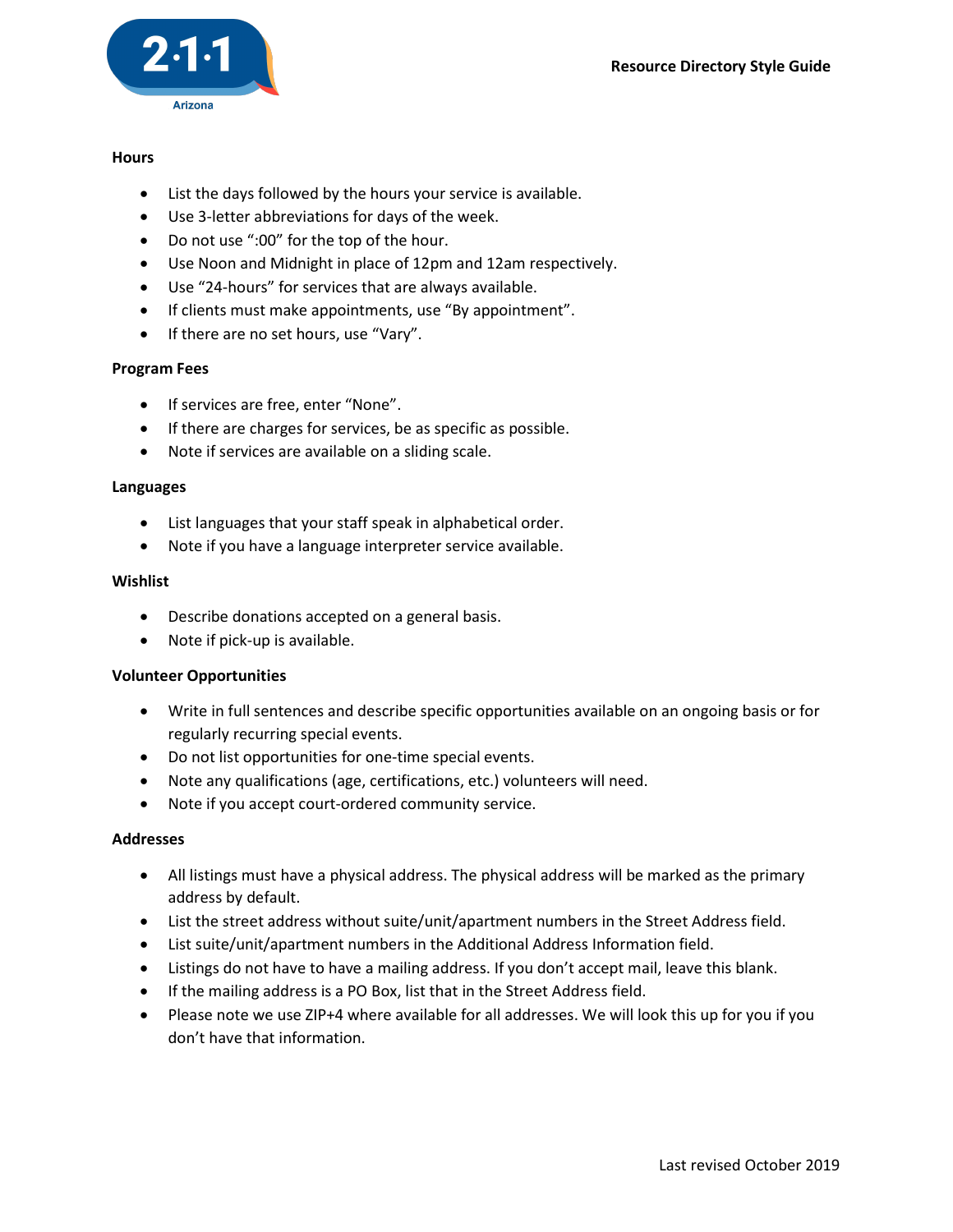### Hours

- List the days followed by the hours your service is available.
- Use 3-letter abbreviations for days of the week.
- Do not use ":00" for the top of the hour.
- Use Noon and Midnight in place of 12pm and 12am respectively.
- Use "24-hours" for services that are always available.
- If clients must make appointments, use "By appointment".
- If there are no set hours, use "Vary".

### Program Fees

- If services are free, enter "None".
- If there are charges for services, be as specific as possible.
- Note if services are available on a sliding scale.

### Languages

- List languages that your staff speak in alphabetical order.
- Note if you have a language interpreter service available.

### Wishlist

- Describe donations accepted on a general basis.
- Note if pick-up is available.

### Volunteer Opportunities

- Write in full sentences and describe specific opportunities available on an ongoing basis or for regularly recurring special events.
- Do not list opportunities for one-time special events.
- Note any qualifications (age, certifications, etc.) volunteers will need.
- Note if you accept court-ordered community service.

### Addresses

- All listings must have a physical address. The physical address will be marked as the primary address by default.
- List the street address without suite/unit/apartment numbers in the Street Address field.
- List suite/unit/apartment numbers in the Additional Address Information field.
- Listings do not have to have a mailing address. If you don't accept mail, leave this blank.
- If the mailing address is a PO Box, list that in the Street Address field.
- Please note we use ZIP+4 where available for all addresses. We will look this up for you if you don't have that information.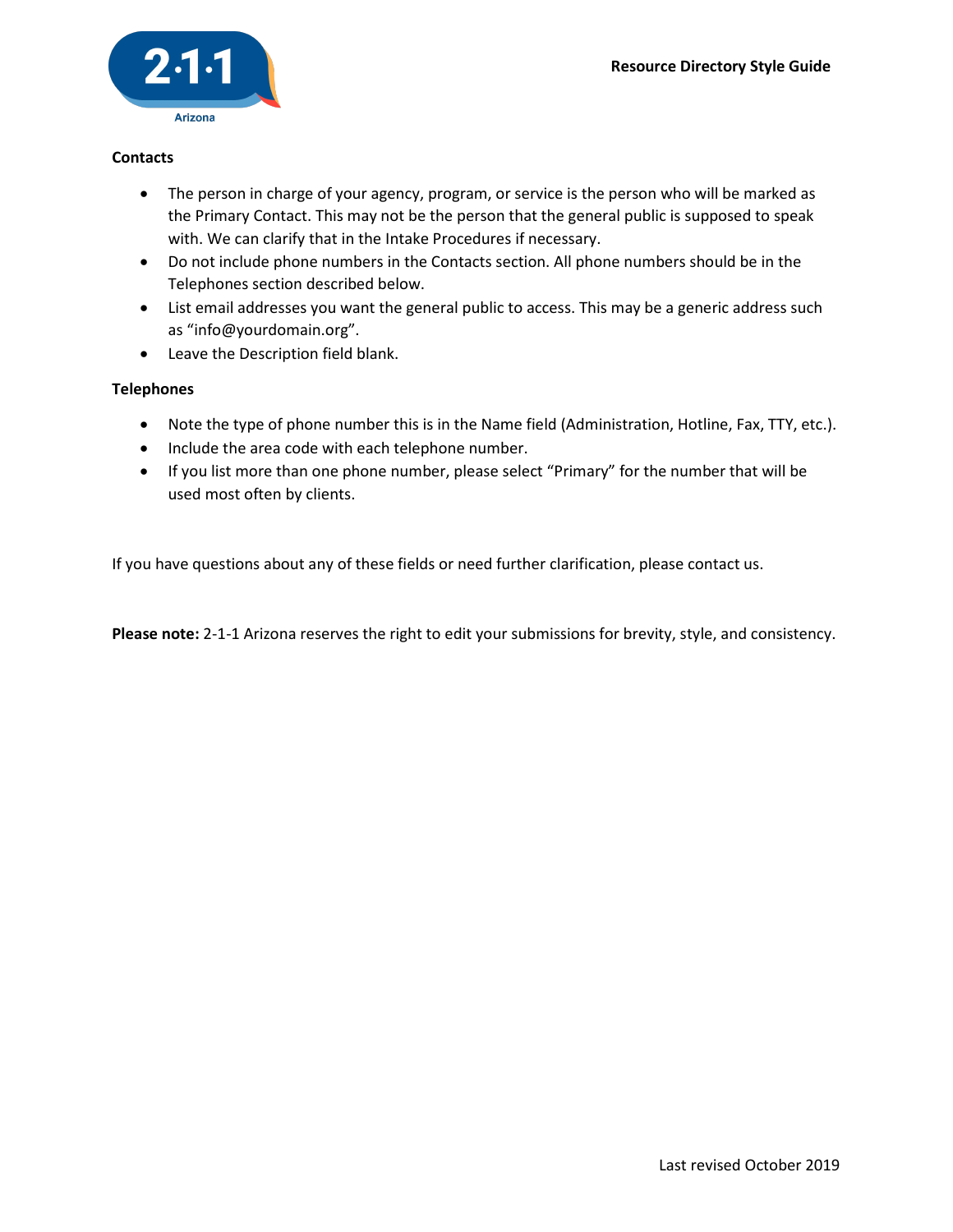## Contacts

- The person in charge of your agency, program, or service is the person who will be marked as the Primary Contact. This may not be the person that the general public is supposed to speak with. We can clarify that in the Intake Procedures if necessary.
- Do not include phone numbers in the Contacts section. All phone numbers should be in the Telephones section described below.
- List email addresses you want the general public to access. This may be a generic address such as "info@yourdomain.org".
- Leave the Description field blank.

## Telephones

- Note the type of phone number this is in the Name field (Administration, Hotline, Fax, TTY, etc.).
- Include the area code with each telephone number.
- If you list more than one phone number, please select "Primary" for the number that will be used most often by clients.

If you have questions about any of these fields or need further clarification, please contact us.

**Please note:** 2-1-1 Arizona reserves the right to edit your submissions for brevity, style, and consistency.

Last revised October 2019